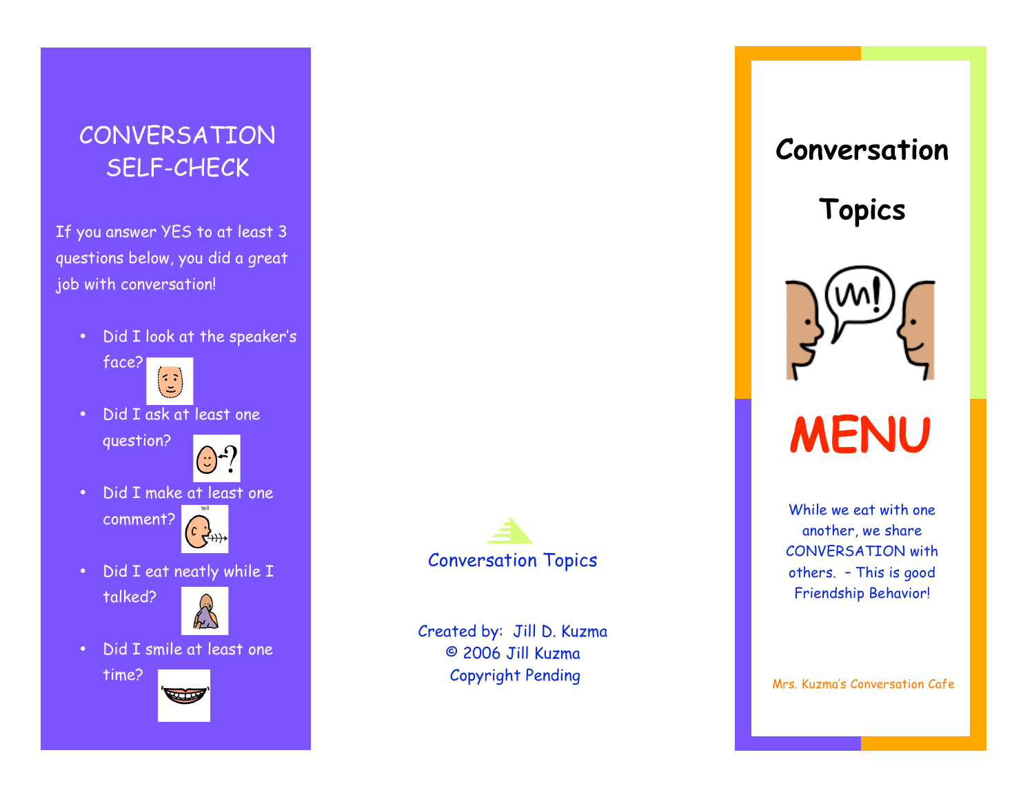# CONVERSATION SELF-CHECK

If you answer YES to at least 3 questions below, you did a great job with conversation!

- Did I look at the speaker's face?
- Did I ask at least one question?
- Did I make at least one comment?
- Did I eat neatly while I talked?
- Did I smile at least one time?

Conversation Topics

Created by: Jill D. Kuzma
© 2006 Jill Kuzma
Copyright Pending

# Conversation Topics

# MENU

While we eat with one another, we share CONVERSATION with others. – This is good Friendship Behavior!

Mrs. Kuzma's Conversation Cafe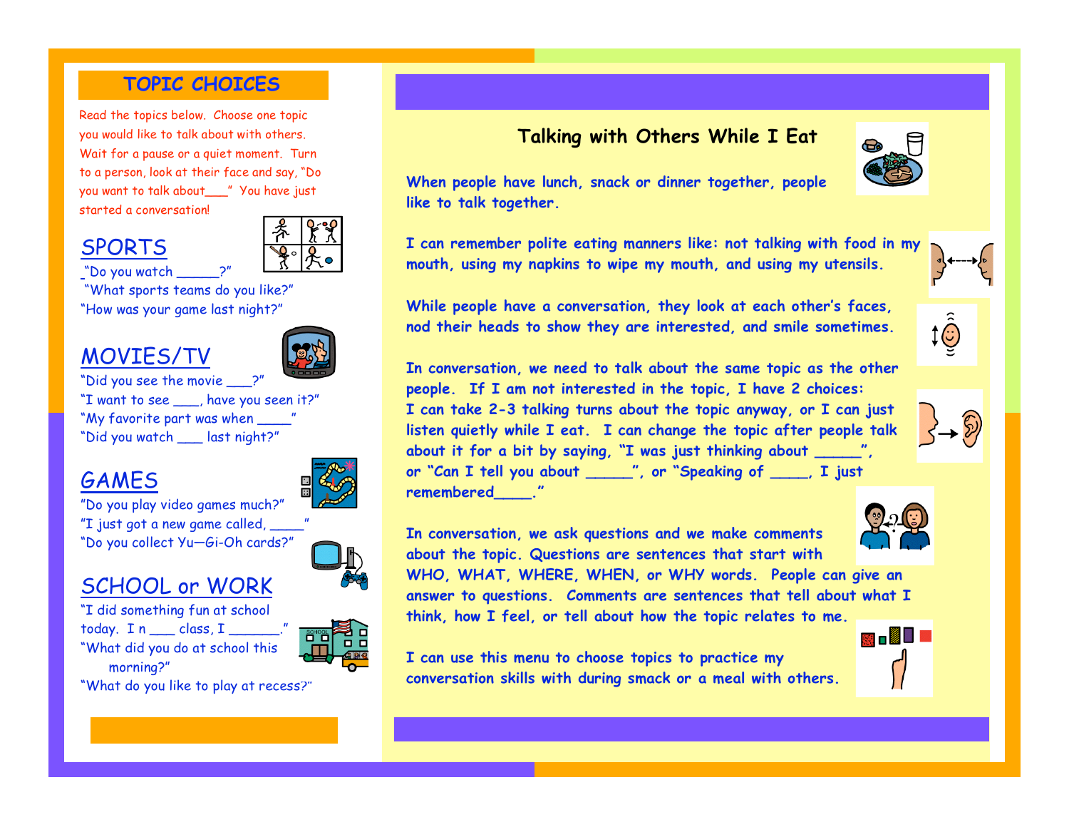## TOPIC CHOICES

Read the topics below. Choose one topic you would like to talk about with others. Wait for a pause or a quiet moment. Turn to a person, look at their face and say, "Do you want to talk about___" You have just started a conversation!

### SPORTS

"Do you watch _____?"
"What sports teams do you like?"
"How was your game last night?"

### MOVIES/TV

"Did you see the movie ___?"
"I want to see ___, have you seen it?"
"My favorite part was when ____"
"Did you watch ___ last night?"

### GAMES

"Do you play video games much?"
"I just got a new game called, ____"
"Do you collect Yu—Gi-Oh cards?"

### SCHOOL or WORK

"I did something fun at school today. I n ___ class, I ______."
"What did you do at school this morning?"
"What do you like to play at recess?"

## Talking with Others While I Eat

When people have lunch, snack or dinner together, people like to talk together.

I can remember polite eating manners like: not talking with food in my mouth, using my napkins to wipe my mouth, and using my utensils.

While people have a conversation, they look at each other's faces, nod their heads to show they are interested, and smile sometimes.

In conversation, we need to talk about the same topic as the other people. If I am not interested in the topic, I have 2 choices: I can take 2-3 talking turns about the topic anyway, or I can just listen quietly while I eat. I can change the topic after people talk about it for a bit by saying, "I was just thinking about _____", or "Can I tell you about _____", or "Speaking of ____, I just remembered____."

In conversation, we ask questions and we make comments about the topic. Questions are sentences that start with WHO, WHAT, WHERE, WHEN, or WHY words. People can give an answer to questions. Comments are sentences that tell about what I think, how I feel, or tell about how the topic relates to me.

I can use this menu to choose topics to practice my conversation skills with during smack or a meal with others.